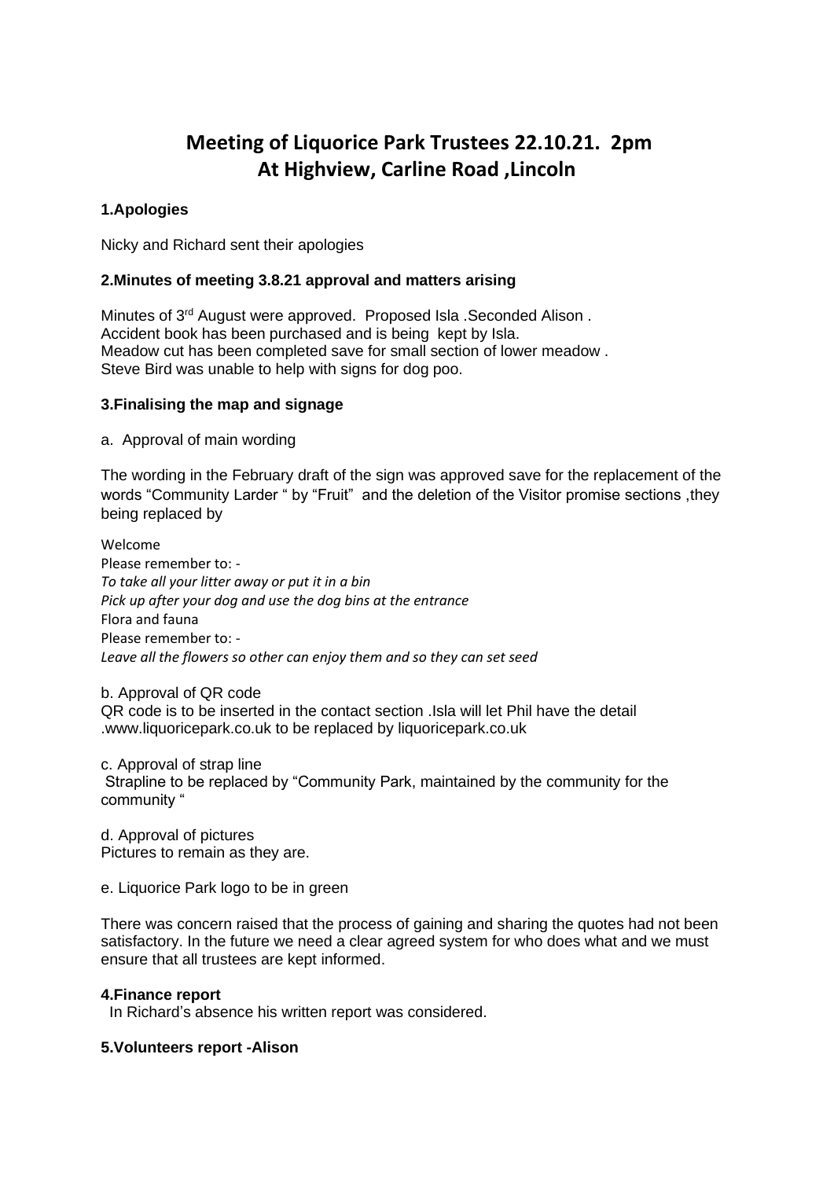# Meeting of Liquorice Park Trustees 22.10.21. 2pm
# At Highview, Carline Road ,Lincoln

### 1.Apologies

Nicky and Richard sent their apologies

### 2.Minutes of meeting 3.8.21 approval and matters arising

Minutes of 3rd August were approved. Proposed Isla .Seconded Alison .
Accident book has been purchased and is being kept by Isla.
Meadow cut has been completed save for small section of lower meadow .
Steve Bird was unable to help with signs for dog poo.

### 3.Finalising the map and signage

a. Approval of main wording

The wording in the February draft of the sign was approved save for the replacement of the words "Community Larder " by "Fruit" and the deletion of the Visitor promise sections ,they being replaced by

Welcome
Please remember to: -
*To take all your litter away or put it in a bin*
*Pick up after your dog and use the dog bins at the entrance*
Flora and fauna
Please remember to: -
*Leave all the flowers so other can enjoy them and so they can set seed*

b. Approval of QR code
QR code is to be inserted in the contact section .Isla will let Phil have the detail
.www.liquoricepark.co.uk to be replaced by liquoricepark.co.uk

c. Approval of strap line
Strapline to be replaced by "Community Park, maintained by the community for the community "

d. Approval of pictures
Pictures to remain as they are.

e. Liquorice Park logo to be in green

There was concern raised that the process of gaining and sharing the quotes had not been satisfactory. In the future we need a clear agreed system for who does what and we must ensure that all trustees are kept informed.

### 4.Finance report

In Richard's absence his written report was considered.

### 5.Volunteers report -Alison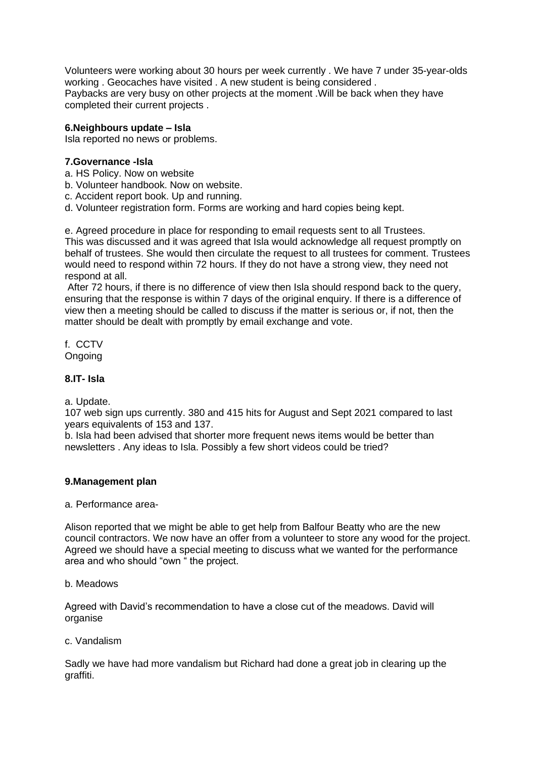Volunteers were working about 30 hours per week currently . We have 7 under 35-year-olds working . Geocaches have visited . A new student is being considered .
Paybacks are very busy on other projects at the moment .Will be back when they have completed their current projects .

**6.Neighbours update – Isla**

Isla reported no news or problems.

**7.Governance -Isla**

a. HS Policy. Now on website
b. Volunteer handbook. Now on website.
c. Accident report book. Up and running.
d. Volunteer registration form. Forms are working and hard copies being kept.

e. Agreed procedure in place for responding to email requests sent to all Trustees.
This was discussed and it was agreed that Isla would acknowledge all request promptly on behalf of trustees. She would then circulate the request to all trustees for comment. Trustees would need to respond within 72 hours. If they do not have a strong view, they need not respond at all.

After 72 hours, if there is no difference of view then Isla should respond back to the query, ensuring that the response is within 7 days of the original enquiry. If there is a difference of view then a meeting should be called to discuss if the matter is serious or, if not, then the matter should be dealt with promptly by email exchange and vote.

f. CCTV
Ongoing

**8.IT- Isla**

a. Update.
107 web sign ups currently. 380 and 415 hits for August and Sept 2021 compared to last years equivalents of 153 and 137.
b. Isla had been advised that shorter more frequent news items would be better than newsletters . Any ideas to Isla. Possibly a few short videos could be tried?

**9.Management plan**

a. Performance area-

Alison reported that we might be able to get help from Balfour Beatty who are the new council contractors. We now have an offer from a volunteer to store any wood for the project. Agreed we should have a special meeting to discuss what we wanted for the performance area and who should "own " the project.

b. Meadows

Agreed with David's recommendation to have a close cut of the meadows. David will organise

c. Vandalism

Sadly we have had more vandalism but Richard had done a great job in clearing up the graffiti.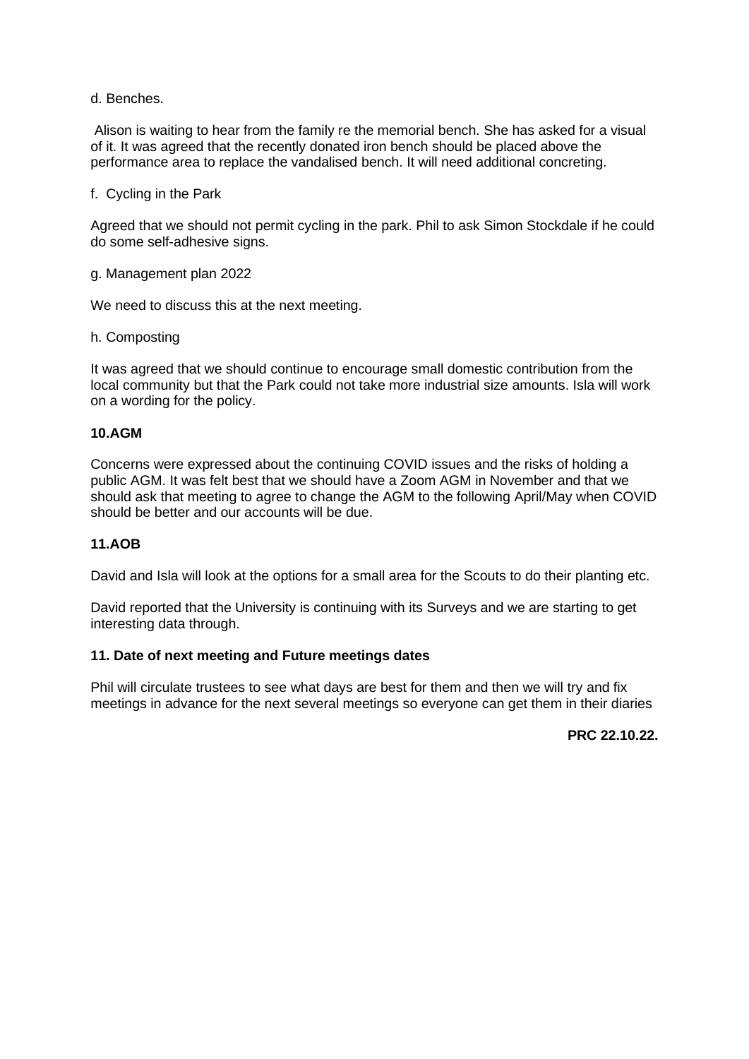d. Benches.

Alison is waiting to hear from the family re the memorial bench. She has asked for a visual of it. It was agreed that the recently donated iron bench should be placed above the performance area to replace the vandalised bench. It will need additional concreting.

f. Cycling in the Park

Agreed that we should not permit cycling in the park. Phil to ask Simon Stockdale if he could do some self-adhesive signs.

g. Management plan 2022

We need to discuss this at the next meeting.

h. Composting

It was agreed that we should continue to encourage small domestic contribution from the local community but that the Park could not take more industrial size amounts. Isla will work on a wording for the policy.

**10.AGM**

Concerns were expressed about the continuing COVID issues and the risks of holding a public AGM. It was felt best that we should have a Zoom AGM in November and that we should ask that meeting to agree to change the AGM to the following April/May when COVID should be better and our accounts will be due.

**11.AOB**

David and Isla will look at the options for a small area for the Scouts to do their planting etc.

David reported that the University is continuing with its Surveys and we are starting to get interesting data through.

**11. Date of next meeting and Future meetings dates**

Phil will circulate trustees to see what days are best for them and then we will try and fix meetings in advance for the next several meetings so everyone can get them in their diaries

**PRC 22.10.22.**